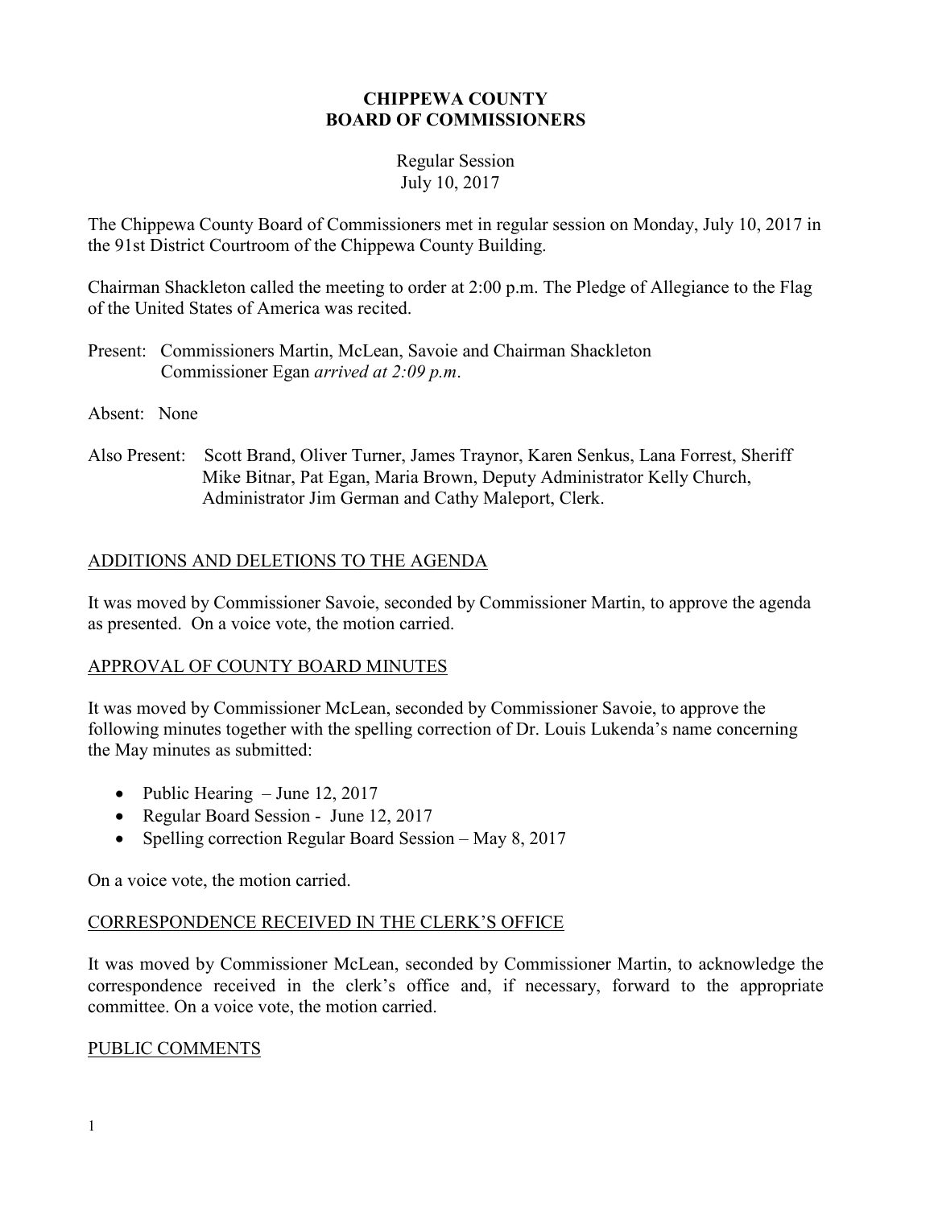# CHIPPEWA COUNTY
# BOARD OF COMMISSIONERS

Regular Session
July 10, 2017

The Chippewa County Board of Commissioners met in regular session on Monday, July 10, 2017 in the 91st District Courtroom of the Chippewa County Building.

Chairman Shackleton called the meeting to order at 2:00 p.m. The Pledge of Allegiance to the Flag of the United States of America was recited.

Present: Commissioners Martin, McLean, Savoie and Chairman Shackleton
Commissioner Egan *arrived at 2:09 p.m*.

Absent: None

Also Present: Scott Brand, Oliver Turner, James Traynor, Karen Senkus, Lana Forrest, Sheriff Mike Bitnar, Pat Egan, Maria Brown, Deputy Administrator Kelly Church, Administrator Jim German and Cathy Maleport, Clerk.

## ADDITIONS AND DELETIONS TO THE AGENDA

It was moved by Commissioner Savoie, seconded by Commissioner Martin, to approve the agenda as presented. On a voice vote, the motion carried.

## APPROVAL OF COUNTY BOARD MINUTES

It was moved by Commissioner McLean, seconded by Commissioner Savoie, to approve the following minutes together with the spelling correction of Dr. Louis Lukenda's name concerning the May minutes as submitted:

- Public Hearing – June 12, 2017
- Regular Board Session - June 12, 2017
- Spelling correction Regular Board Session – May 8, 2017

On a voice vote, the motion carried.

## CORRESPONDENCE RECEIVED IN THE CLERK'S OFFICE

It was moved by Commissioner McLean, seconded by Commissioner Martin, to acknowledge the correspondence received in the clerk's office and, if necessary, forward to the appropriate committee. On a voice vote, the motion carried.

## PUBLIC COMMENTS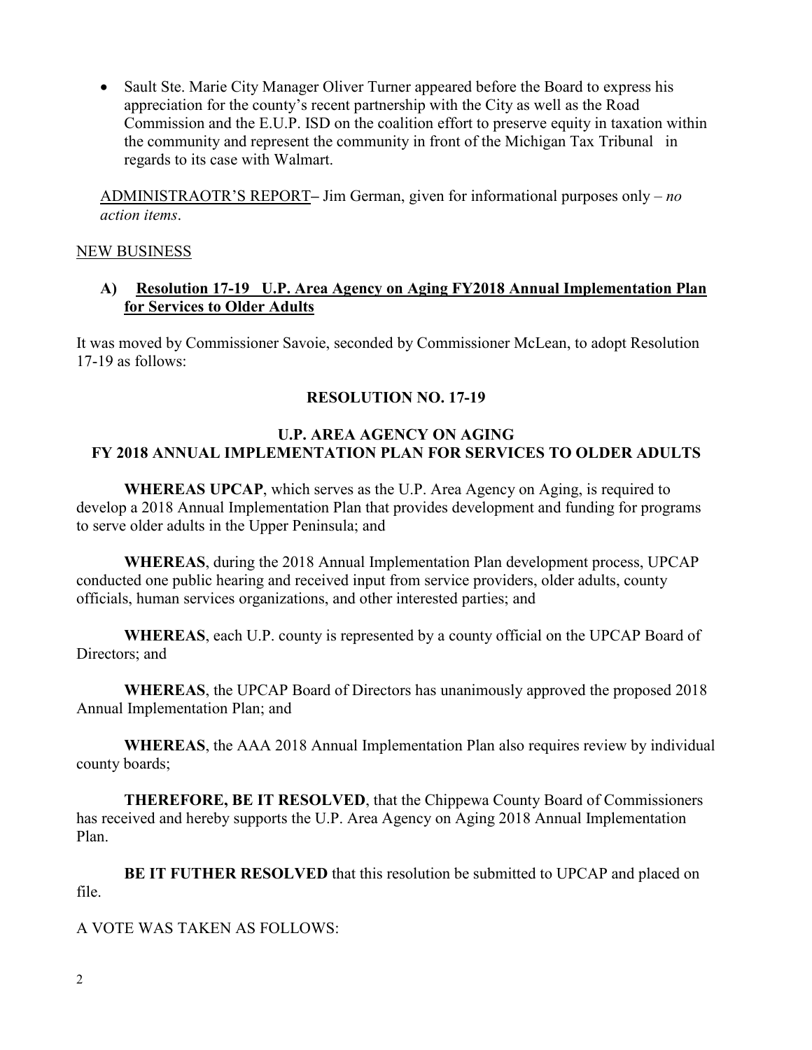- Sault Ste. Marie City Manager Oliver Turner appeared before the Board to express his appreciation for the county's recent partnership with the City as well as the Road Commission and the E.U.P. ISD on the coalition effort to preserve equity in taxation within the community and represent the community in front of the Michigan Tax Tribunal in regards to its case with Walmart.

ADMINISTRAOTR'S REPORT– Jim German, given for informational purposes only – *no action items*.

NEW BUSINESS

**A) Resolution 17-19 U.P. Area Agency on Aging FY2018 Annual Implementation Plan for Services to Older Adults**

It was moved by Commissioner Savoie, seconded by Commissioner McLean, to adopt Resolution 17-19 as follows:

**RESOLUTION NO. 17-19**

**U.P. AREA AGENCY ON AGING**
**FY 2018 ANNUAL IMPLEMENTATION PLAN FOR SERVICES TO OLDER ADULTS**

**WHEREAS UPCAP**, which serves as the U.P. Area Agency on Aging, is required to develop a 2018 Annual Implementation Plan that provides development and funding for programs to serve older adults in the Upper Peninsula; and

**WHEREAS**, during the 2018 Annual Implementation Plan development process, UPCAP conducted one public hearing and received input from service providers, older adults, county officials, human services organizations, and other interested parties; and

**WHEREAS**, each U.P. county is represented by a county official on the UPCAP Board of Directors; and

**WHEREAS**, the UPCAP Board of Directors has unanimously approved the proposed 2018 Annual Implementation Plan; and

**WHEREAS**, the AAA 2018 Annual Implementation Plan also requires review by individual county boards;

**THEREFORE, BE IT RESOLVED**, that the Chippewa County Board of Commissioners has received and hereby supports the U.P. Area Agency on Aging 2018 Annual Implementation Plan.

**BE IT FUTHER RESOLVED** that this resolution be submitted to UPCAP and placed on file.

A VOTE WAS TAKEN AS FOLLOWS: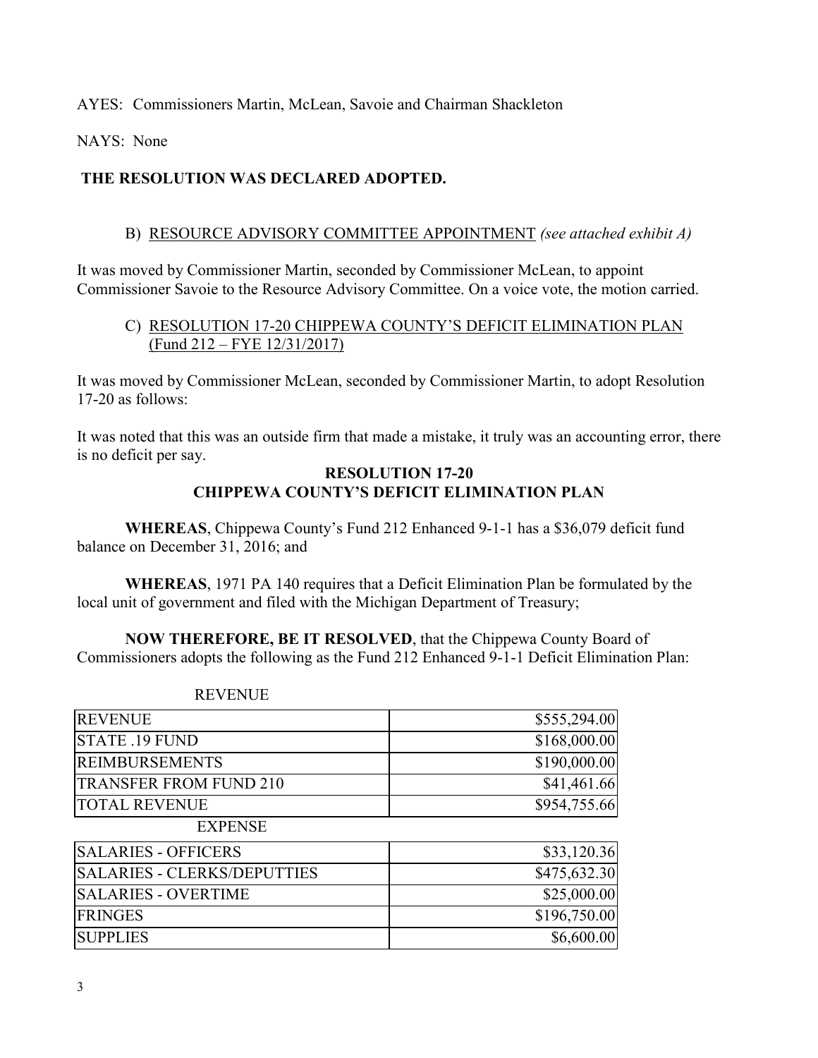AYES: Commissioners Martin, McLean, Savoie and Chairman Shackleton

NAYS: None

**THE RESOLUTION WAS DECLARED ADOPTED.**

B) RESOURCE ADVISORY COMMITTEE APPOINTMENT *(see attached exhibit A)*

It was moved by Commissioner Martin, seconded by Commissioner McLean, to appoint Commissioner Savoie to the Resource Advisory Committee. On a voice vote, the motion carried.

C) RESOLUTION 17-20 CHIPPEWA COUNTY'S DEFICIT ELIMINATION PLAN (Fund 212 – FYE 12/31/2017)

It was moved by Commissioner McLean, seconded by Commissioner Martin, to adopt Resolution 17-20 as follows:

It was noted that this was an outside firm that made a mistake, it truly was an accounting error, there is no deficit per say.

**RESOLUTION 17-20**
**CHIPPEWA COUNTY'S DEFICIT ELIMINATION PLAN**

**WHEREAS**, Chippewa County's Fund 212 Enhanced 9-1-1 has a $36,079 deficit fund balance on December 31, 2016; and

**WHEREAS**, 1971 PA 140 requires that a Deficit Elimination Plan be formulated by the local unit of government and filed with the Michigan Department of Treasury;

**NOW THEREFORE, BE IT RESOLVED**, that the Chippewa County Board of Commissioners adopts the following as the Fund 212 Enhanced 9-1-1 Deficit Elimination Plan:

REVENUE

| | |
|---|---:|
| REVENUE | $555,294.00 |
| STATE .19 FUND | $168,000.00 |
| REIMBURSEMENTS | $190,000.00 |
| TRANSFER FROM FUND 210 | $41,461.66 |
| TOTAL REVENUE | $954,755.66 |

EXPENSE

| | |
|---|---:|
| SALARIES - OFFICERS | $33,120.36 |
| SALARIES - CLERKS/DEPUTTIES | $475,632.30 |
| SALARIES - OVERTIME | $25,000.00 |
| FRINGES | $196,750.00 |
| SUPPLIES | $6,600.00 |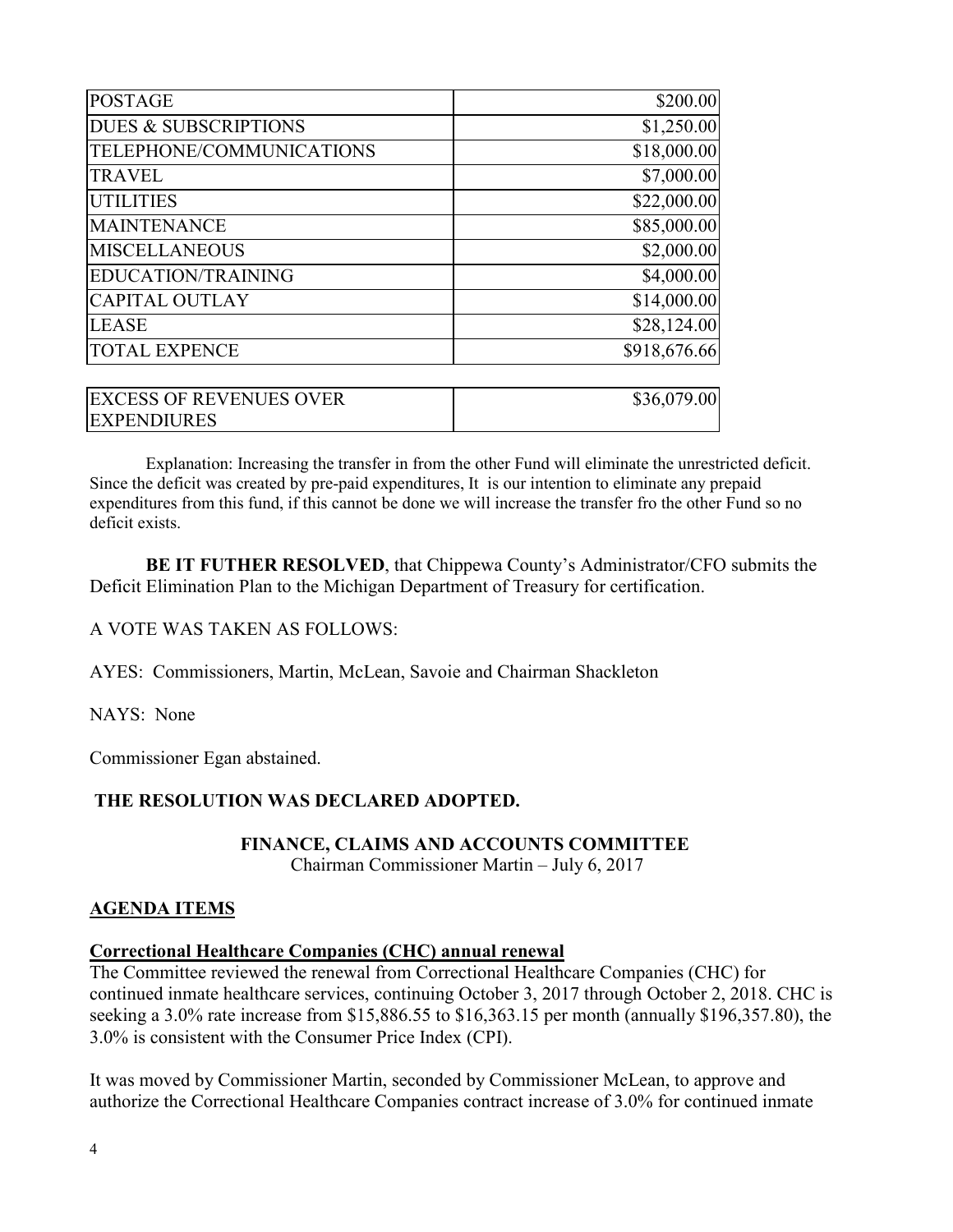| POSTAGE | $200.00 |
|---|---|
| DUES & SUBSCRIPTIONS | $1,250.00 |
| TELEPHONE/COMMUNICATIONS | $18,000.00 |
| TRAVEL | $7,000.00 |
| UTILITIES | $22,000.00 |
| MAINTENANCE | $85,000.00 |
| MISCELLANEOUS | $2,000.00 |
| EDUCATION/TRAINING | $4,000.00 |
| CAPITAL OUTLAY | $14,000.00 |
| LEASE | $28,124.00 |
| TOTAL EXPENCE | $918,676.66 |

| EXCESS OF REVENUES OVER EXPENDIURES | $36,079.00 |
|---|---|

Explanation: Increasing the transfer in from the other Fund will eliminate the unrestricted deficit. Since the deficit was created by pre-paid expenditures, It is our intention to eliminate any prepaid expenditures from this fund, if this cannot be done we will increase the transfer fro the other Fund so no deficit exists.

**BE IT FUTHER RESOLVED**, that Chippewa County's Administrator/CFO submits the Deficit Elimination Plan to the Michigan Department of Treasury for certification.

A VOTE WAS TAKEN AS FOLLOWS:

AYES: Commissioners, Martin, McLean, Savoie and Chairman Shackleton

NAYS: None

Commissioner Egan abstained.

**THE RESOLUTION WAS DECLARED ADOPTED.**

**FINANCE, CLAIMS AND ACCOUNTS COMMITTEE**
Chairman Commissioner Martin – July 6, 2017

**AGENDA ITEMS**

**Correctional Healthcare Companies (CHC) annual renewal**

The Committee reviewed the renewal from Correctional Healthcare Companies (CHC) for continued inmate healthcare services, continuing October 3, 2017 through October 2, 2018. CHC is seeking a 3.0% rate increase from $15,886.55 to $16,363.15 per month (annually $196,357.80), the 3.0% is consistent with the Consumer Price Index (CPI).

It was moved by Commissioner Martin, seconded by Commissioner McLean, to approve and authorize the Correctional Healthcare Companies contract increase of 3.0% for continued inmate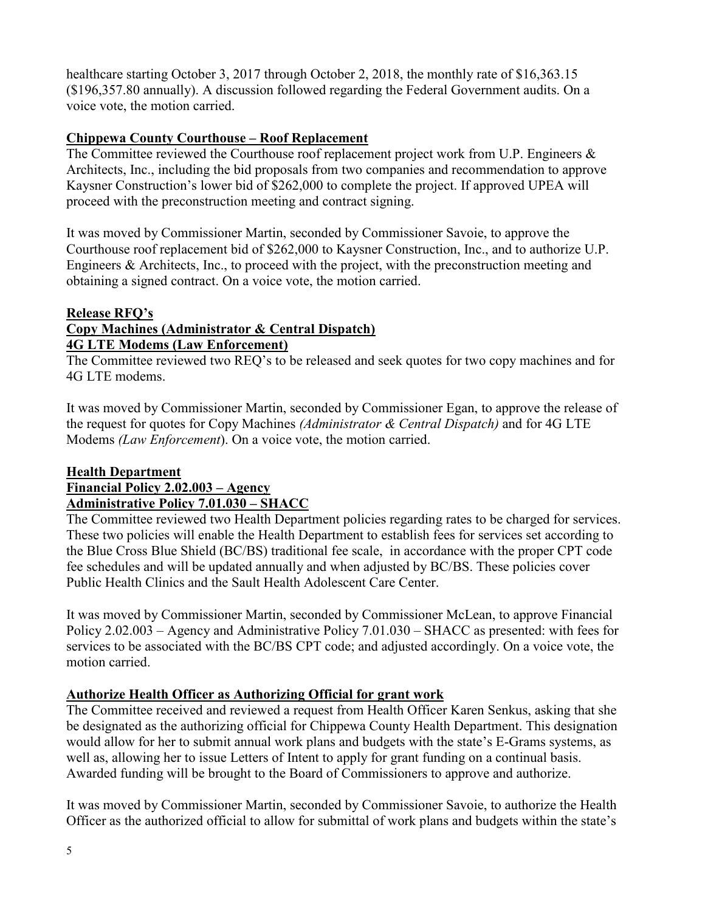healthcare starting October 3, 2017 through October 2, 2018, the monthly rate of $16,363.15 ($196,357.80 annually). A discussion followed regarding the Federal Government audits. On a voice vote, the motion carried.

**Chippewa County Courthouse – Roof Replacement**

The Committee reviewed the Courthouse roof replacement project work from U.P. Engineers & Architects, Inc., including the bid proposals from two companies and recommendation to approve Kaysner Construction's lower bid of $262,000 to complete the project. If approved UPEA will proceed with the preconstruction meeting and contract signing.

It was moved by Commissioner Martin, seconded by Commissioner Savoie, to approve the Courthouse roof replacement bid of $262,000 to Kaysner Construction, Inc., and to authorize U.P. Engineers & Architects, Inc., to proceed with the project, with the preconstruction meeting and obtaining a signed contract. On a voice vote, the motion carried.

**Release RFQ's**
**Copy Machines (Administrator & Central Dispatch)**
**4G LTE Modems (Law Enforcement)**

The Committee reviewed two REQ's to be released and seek quotes for two copy machines and for 4G LTE modems.

It was moved by Commissioner Martin, seconded by Commissioner Egan, to approve the release of the request for quotes for Copy Machines *(Administrator & Central Dispatch)* and for 4G LTE Modems *(Law Enforcement*). On a voice vote, the motion carried.

**Health Department**
**Financial Policy 2.02.003 – Agency**
**Administrative Policy 7.01.030 – SHACC**

The Committee reviewed two Health Department policies regarding rates to be charged for services. These two policies will enable the Health Department to establish fees for services set according to the Blue Cross Blue Shield (BC/BS) traditional fee scale, in accordance with the proper CPT code fee schedules and will be updated annually and when adjusted by BC/BS. These policies cover Public Health Clinics and the Sault Health Adolescent Care Center.

It was moved by Commissioner Martin, seconded by Commissioner McLean, to approve Financial Policy 2.02.003 – Agency and Administrative Policy 7.01.030 – SHACC as presented: with fees for services to be associated with the BC/BS CPT code; and adjusted accordingly. On a voice vote, the motion carried.

**Authorize Health Officer as Authorizing Official for grant work**

The Committee received and reviewed a request from Health Officer Karen Senkus, asking that she be designated as the authorizing official for Chippewa County Health Department. This designation would allow for her to submit annual work plans and budgets with the state's E-Grams systems, as well as, allowing her to issue Letters of Intent to apply for grant funding on a continual basis. Awarded funding will be brought to the Board of Commissioners to approve and authorize.

It was moved by Commissioner Martin, seconded by Commissioner Savoie, to authorize the Health Officer as the authorized official to allow for submittal of work plans and budgets within the state's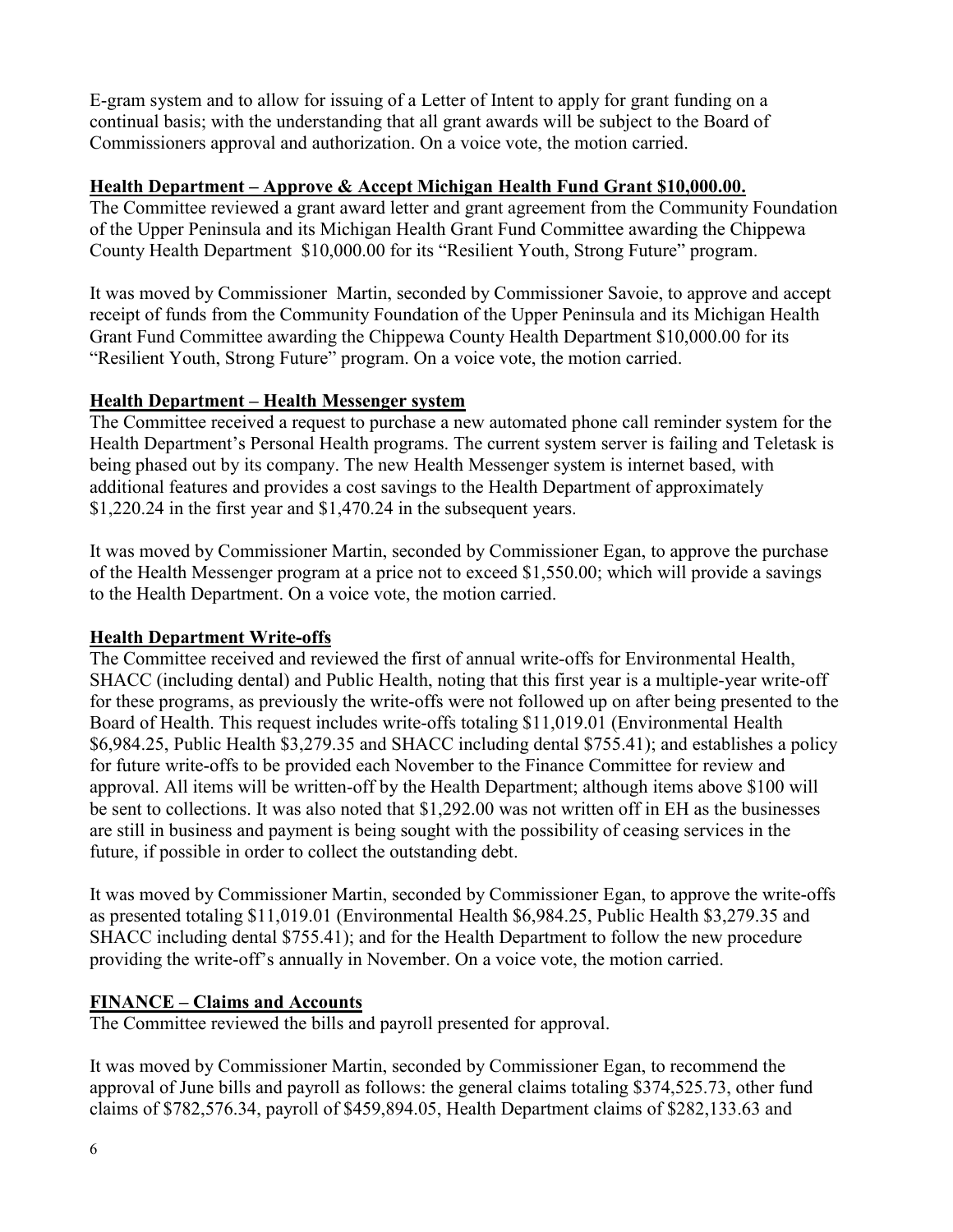E-gram system and to allow for issuing of a Letter of Intent to apply for grant funding on a continual basis; with the understanding that all grant awards will be subject to the Board of Commissioners approval and authorization. On a voice vote, the motion carried.

**Health Department – Approve & Accept Michigan Health Fund Grant $10,000.00.**

The Committee reviewed a grant award letter and grant agreement from the Community Foundation of the Upper Peninsula and its Michigan Health Grant Fund Committee awarding the Chippewa County Health Department $10,000.00 for its "Resilient Youth, Strong Future" program.

It was moved by Commissioner Martin, seconded by Commissioner Savoie, to approve and accept receipt of funds from the Community Foundation of the Upper Peninsula and its Michigan Health Grant Fund Committee awarding the Chippewa County Health Department $10,000.00 for its "Resilient Youth, Strong Future" program. On a voice vote, the motion carried.

**Health Department – Health Messenger system**

The Committee received a request to purchase a new automated phone call reminder system for the Health Department's Personal Health programs. The current system server is failing and Teletask is being phased out by its company. The new Health Messenger system is internet based, with additional features and provides a cost savings to the Health Department of approximately $1,220.24 in the first year and $1,470.24 in the subsequent years.

It was moved by Commissioner Martin, seconded by Commissioner Egan, to approve the purchase of the Health Messenger program at a price not to exceed $1,550.00; which will provide a savings to the Health Department. On a voice vote, the motion carried.

**Health Department Write-offs**

The Committee received and reviewed the first of annual write-offs for Environmental Health, SHACC (including dental) and Public Health, noting that this first year is a multiple-year write-off for these programs, as previously the write-offs were not followed up on after being presented to the Board of Health. This request includes write-offs totaling $11,019.01 (Environmental Health $6,984.25, Public Health $3,279.35 and SHACC including dental $755.41); and establishes a policy for future write-offs to be provided each November to the Finance Committee for review and approval. All items will be written-off by the Health Department; although items above $100 will be sent to collections. It was also noted that $1,292.00 was not written off in EH as the businesses are still in business and payment is being sought with the possibility of ceasing services in the future, if possible in order to collect the outstanding debt.

It was moved by Commissioner Martin, seconded by Commissioner Egan, to approve the write-offs as presented totaling $11,019.01 (Environmental Health $6,984.25, Public Health $3,279.35 and SHACC including dental $755.41); and for the Health Department to follow the new procedure providing the write-off's annually in November. On a voice vote, the motion carried.

**FINANCE – Claims and Accounts**

The Committee reviewed the bills and payroll presented for approval.

It was moved by Commissioner Martin, seconded by Commissioner Egan, to recommend the approval of June bills and payroll as follows: the general claims totaling $374,525.73, other fund claims of $782,576.34, payroll of $459,894.05, Health Department claims of $282,133.63 and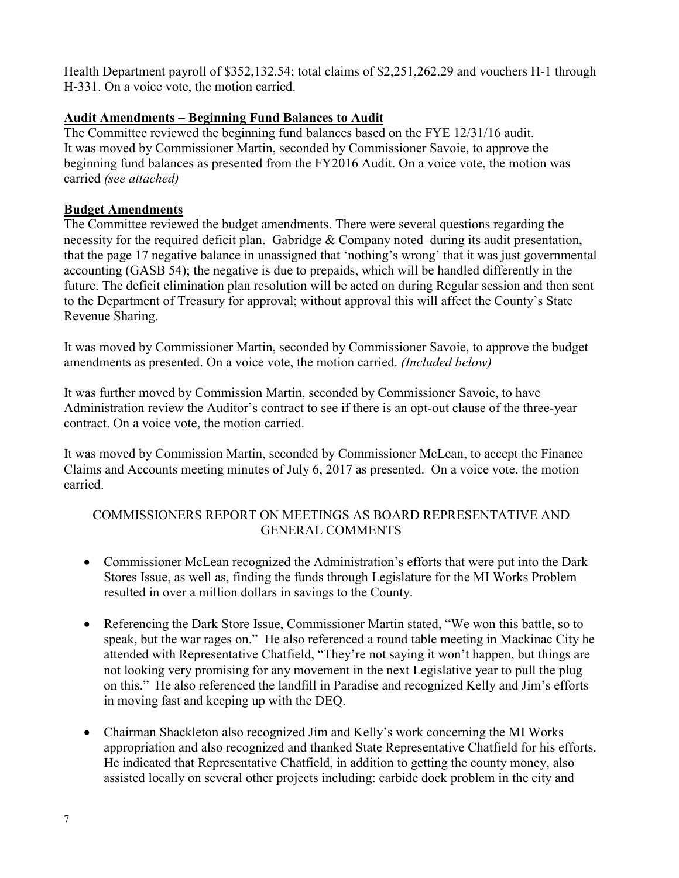Health Department payroll of $352,132.54; total claims of $2,251,262.29 and vouchers H-1 through H-331. On a voice vote, the motion carried.

**Audit Amendments – Beginning Fund Balances to Audit**

The Committee reviewed the beginning fund balances based on the FYE 12/31/16 audit. It was moved by Commissioner Martin, seconded by Commissioner Savoie, to approve the beginning fund balances as presented from the FY2016 Audit. On a voice vote, the motion was carried *(see attached)*

**Budget Amendments**

The Committee reviewed the budget amendments. There were several questions regarding the necessity for the required deficit plan. Gabridge & Company noted during its audit presentation, that the page 17 negative balance in unassigned that 'nothing's wrong' that it was just governmental accounting (GASB 54); the negative is due to prepaids, which will be handled differently in the future. The deficit elimination plan resolution will be acted on during Regular session and then sent to the Department of Treasury for approval; without approval this will affect the County's State Revenue Sharing.

It was moved by Commissioner Martin, seconded by Commissioner Savoie, to approve the budget amendments as presented. On a voice vote, the motion carried. *(Included below)*

It was further moved by Commission Martin, seconded by Commissioner Savoie, to have Administration review the Auditor's contract to see if there is an opt-out clause of the three-year contract. On a voice vote, the motion carried.

It was moved by Commission Martin, seconded by Commissioner McLean, to accept the Finance Claims and Accounts meeting minutes of July 6, 2017 as presented. On a voice vote, the motion carried.

COMMISSIONERS REPORT ON MEETINGS AS BOARD REPRESENTATIVE AND GENERAL COMMENTS

- Commissioner McLean recognized the Administration's efforts that were put into the Dark Stores Issue, as well as, finding the funds through Legislature for the MI Works Problem resulted in over a million dollars in savings to the County.

- Referencing the Dark Store Issue, Commissioner Martin stated, "We won this battle, so to speak, but the war rages on." He also referenced a round table meeting in Mackinac City he attended with Representative Chatfield, "They're not saying it won't happen, but things are not looking very promising for any movement in the next Legislative year to pull the plug on this." He also referenced the landfill in Paradise and recognized Kelly and Jim's efforts in moving fast and keeping up with the DEQ.

- Chairman Shackleton also recognized Jim and Kelly's work concerning the MI Works appropriation and also recognized and thanked State Representative Chatfield for his efforts. He indicated that Representative Chatfield, in addition to getting the county money, also assisted locally on several other projects including: carbide dock problem in the city and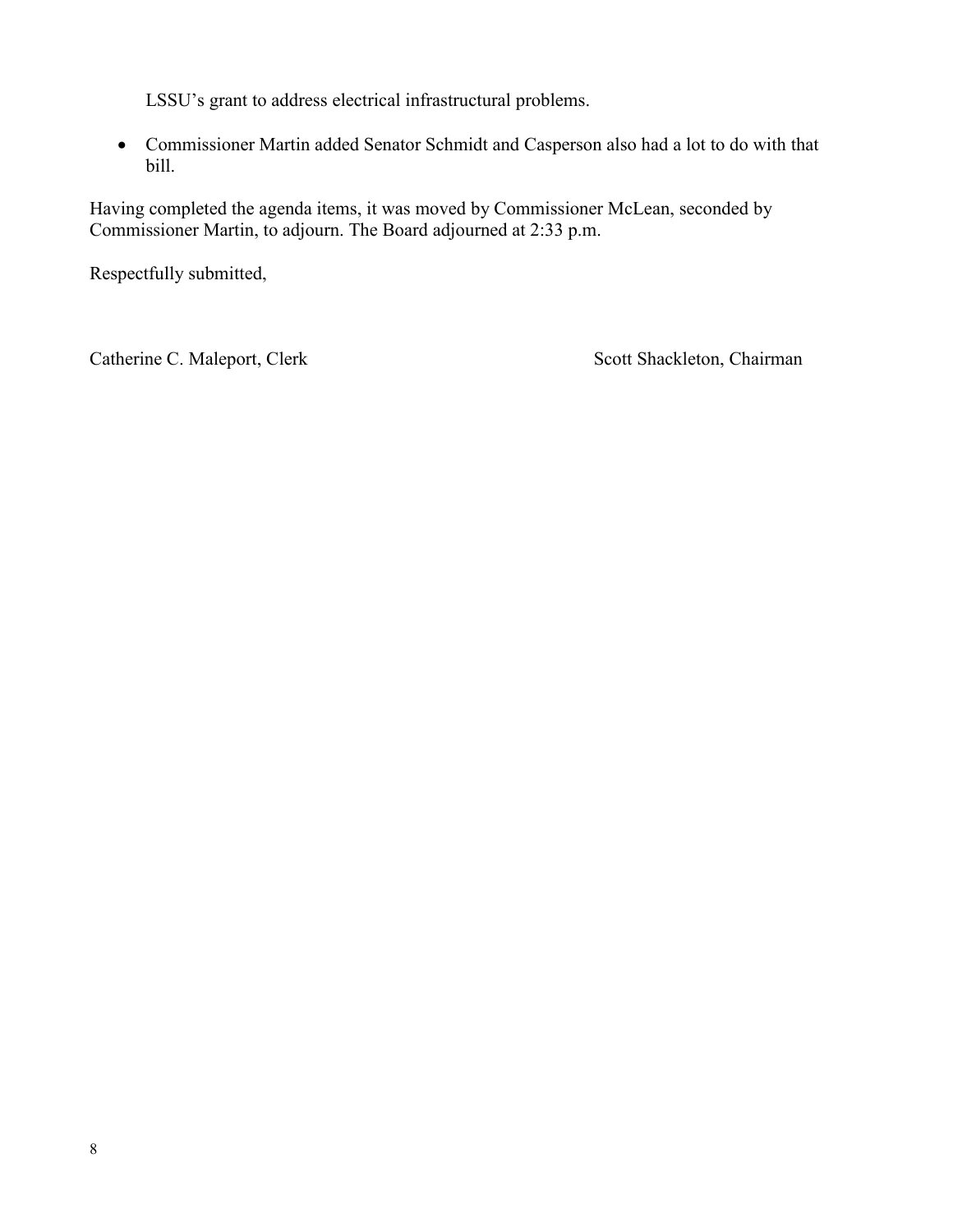LSSU's grant to address electrical infrastructural problems.

- Commissioner Martin added Senator Schmidt and Casperson also had a lot to do with that bill.

Having completed the agenda items, it was moved by Commissioner McLean, seconded by Commissioner Martin, to adjourn. The Board adjourned at 2:33 p.m.

Respectfully submitted,

Catherine C. Maleport, Clerk                                                    Scott Shackleton, Chairman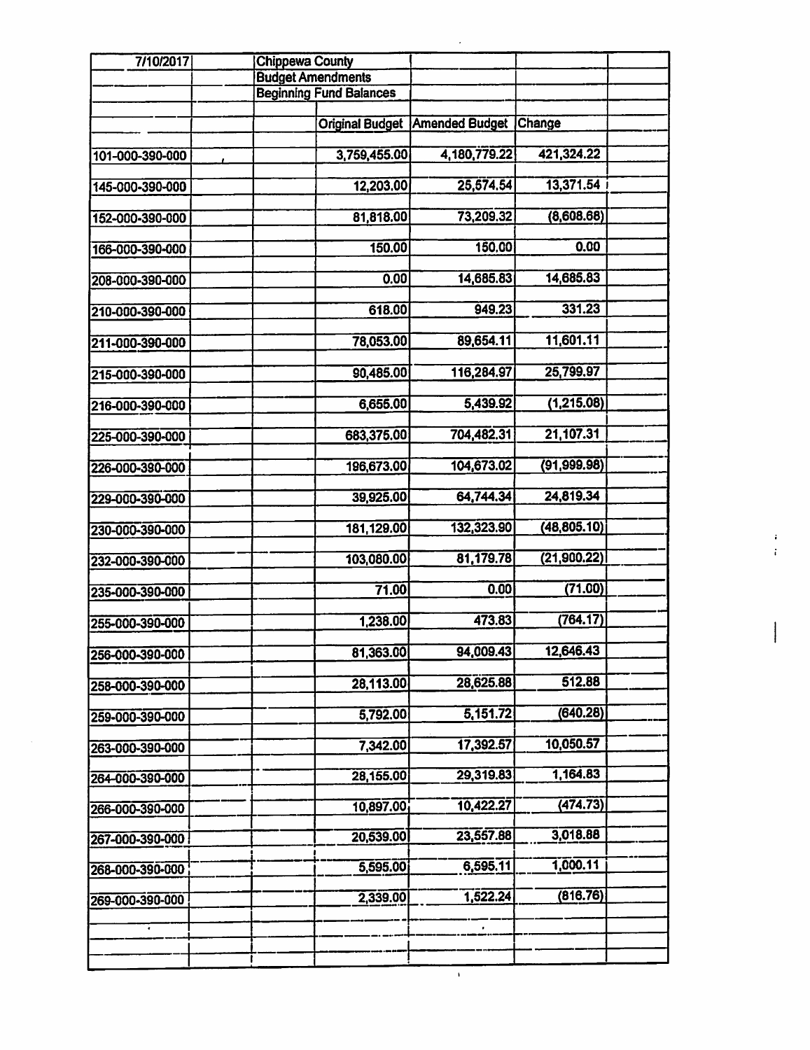7/10/2017

Chippewa County
Budget Amendments
Beginning Fund Balances

| | Original Budget | Amended Budget | Change |
|---|---|---|---|
| 101-000-390-000 | 3,759,455.00 | 4,180,779.22 | 421,324.22 |
| 145-000-390-000 | 12,203.00 | 25,574.54 | 13,371.54 |
| 152-000-390-000 | 81,818.00 | 73,209.32 | (8,608.68) |
| 166-000-390-000 | 150.00 | 150.00 | 0.00 |
| 208-000-390-000 | 0.00 | 14,685.83 | 14,685.83 |
| 210-000-390-000 | 618.00 | 949.23 | 331.23 |
| 211-000-390-000 | 78,053.00 | 89,654.11 | 11,601.11 |
| 215-000-390-000 | 90,485.00 | 116,284.97 | 25,799.97 |
| 216-000-390-000 | 6,655.00 | 5,439.92 | (1,215.08) |
| 225-000-390-000 | 683,375.00 | 704,482.31 | 21,107.31 |
| 226-000-390-000 | 196,673.00 | 104,673.02 | (91,999.98) |
| 229-000-390-000 | 39,925.00 | 64,744.34 | 24,819.34 |
| 230-000-390-000 | 181,129.00 | 132,323.90 | (48,805.10) |
| 232-000-390-000 | 103,080.00 | 81,179.78 | (21,900.22) |
| 235-000-390-000 | 71.00 | 0.00 | (71.00) |
| 255-000-390-000 | 1,238.00 | 473.83 | (764.17) |
| 256-000-390-000 | 81,363.00 | 94,009.43 | 12,646.43 |
| 258-000-390-000 | 28,113.00 | 28,625.88 | 512.88 |
| 259-000-390-000 | 5,792.00 | 5,151.72 | (640.28) |
| 263-000-390-000 | 7,342.00 | 17,392.57 | 10,050.57 |
| 264-000-390-000 | 28,155.00 | 29,319.83 | 1,164.83 |
| 266-000-390-000 | 10,897.00 | 10,422.27 | (474.73) |
| 267-000-390-000 | 20,539.00 | 23,557.88 | 3,018.88 |
| 268-000-390-000 | 5,595.00 | 6,595.11 | 1,000.11 |
| 269-000-390-000 | 2,339.00 | 1,522.24 | (816.76) |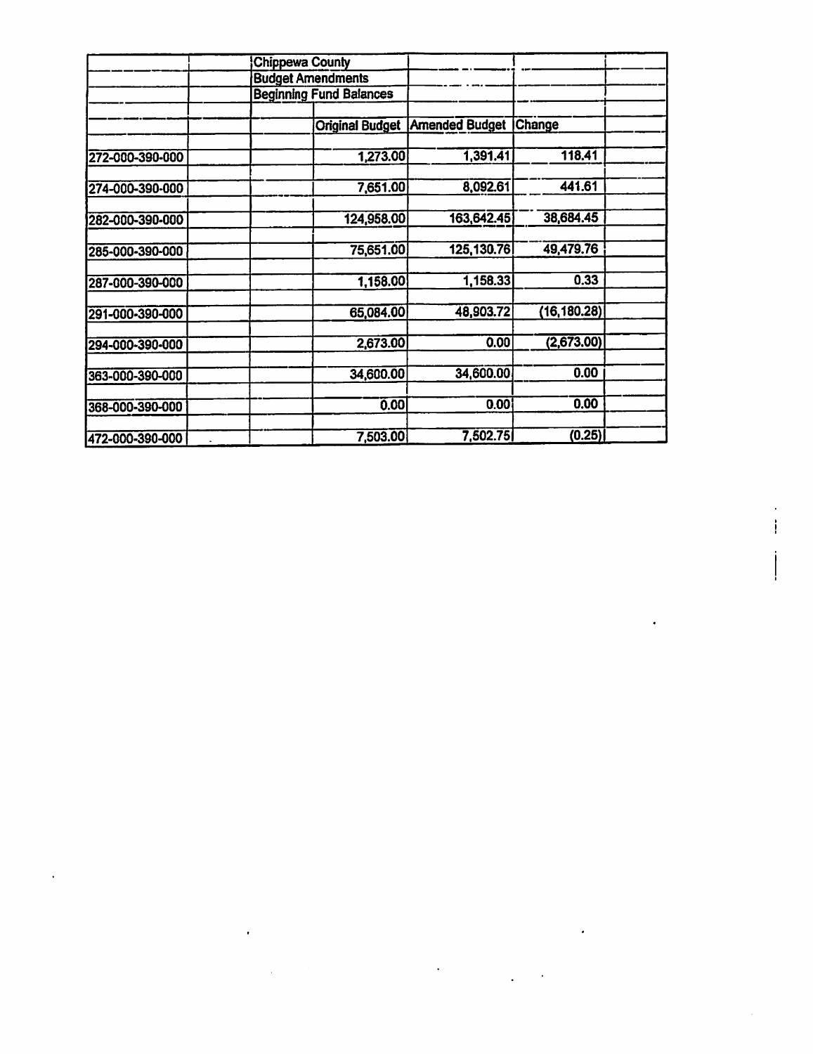**Chippewa County**

**Budget Amendments**

**Beginning Fund Balances**

| | Original Budget | Amended Budget | Change |
|---|---|---|---|
| 272-000-390-000 | 1,273.00 | 1,391.41 | 118.41 |
| 274-000-390-000 | 7,651.00 | 8,092.61 | 441.61 |
| 282-000-390-000 | 124,958.00 | 163,642.45 | 38,684.45 |
| 285-000-390-000 | 75,651.00 | 125,130.76 | 49,479.76 |
| 287-000-390-000 | 1,158.00 | 1,158.33 | 0.33 |
| 291-000-390-000 | 65,084.00 | 48,903.72 | (16,180.28) |
| 294-000-390-000 | 2,673.00 | 0.00 | (2,673.00) |
| 363-000-390-000 | 34,600.00 | 34,600.00 | 0.00 |
| 368-000-390-000 | 0.00 | 0.00 | 0.00 |
| 472-000-390-000 | 7,503.00 | 7,502.75 | (0.25) |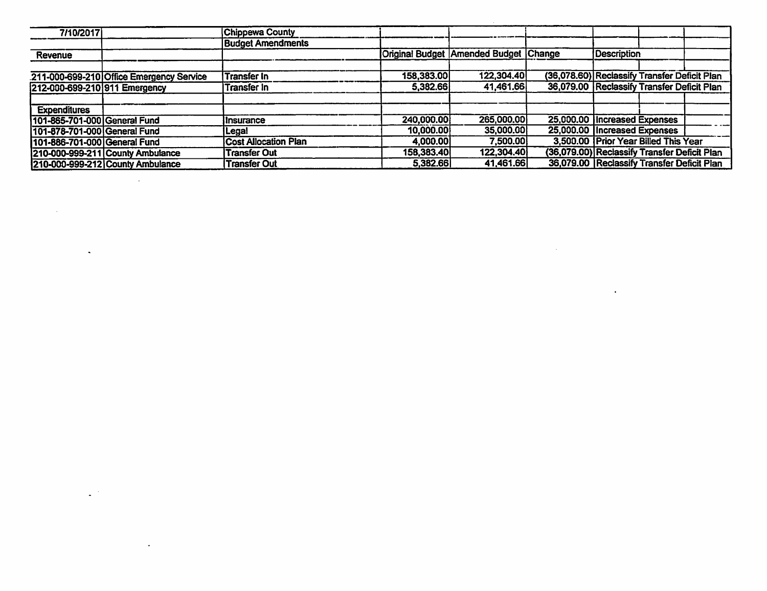| 7/10/2017 | | Chippewa County | | | | | | |
|---|---|---|---|---|---|---|---|---|
| | | Budget Amendments | | | | | | |
| Revenue | | | Original Budget | Amended Budget | Change | Description | | |
| | | | | | | | | |
| 211-000-699-210 | Office Emergency Service | Transfer In | 158,383.00 | 122,304.40 | (36,078.60) | Reclassify Transfer Deficit Plan | | |
| 212-000-699-210 | 911 Emergency | Transfer In | 5,382.66 | 41,461.66 | 36,079.00 | Reclassify Transfer Deficit Plan | | |
| | | | | | | | | |
| Expenditures | | | | | | | | |
| 101-865-701-000 | General Fund | Insurance | 240,000.00 | 265,000.00 | 25,000.00 | Increased Expenses | | |
| 101-878-701-000 | General Fund | Legal | 10,000.00 | 35,000.00 | 25,000.00 | Increased Expenses | | |
| 101-886-701-000 | General Fund | Cost Allocation Plan | 4,000.00 | 7,500.00 | 3,500.00 | Prior Year Billed This Year | | |
| 210-000-999-211 | County Ambulance | Transfer Out | 158,383.40 | 122,304.40 | (36,079.00) | Reclassify Transfer Deficit Plan | | |
| 210-000-999-212 | County Ambulance | Transfer Out | 5,382.66 | 41,461.66 | 36,079.00 | Reclassify Transfer Deficit Plan | | |